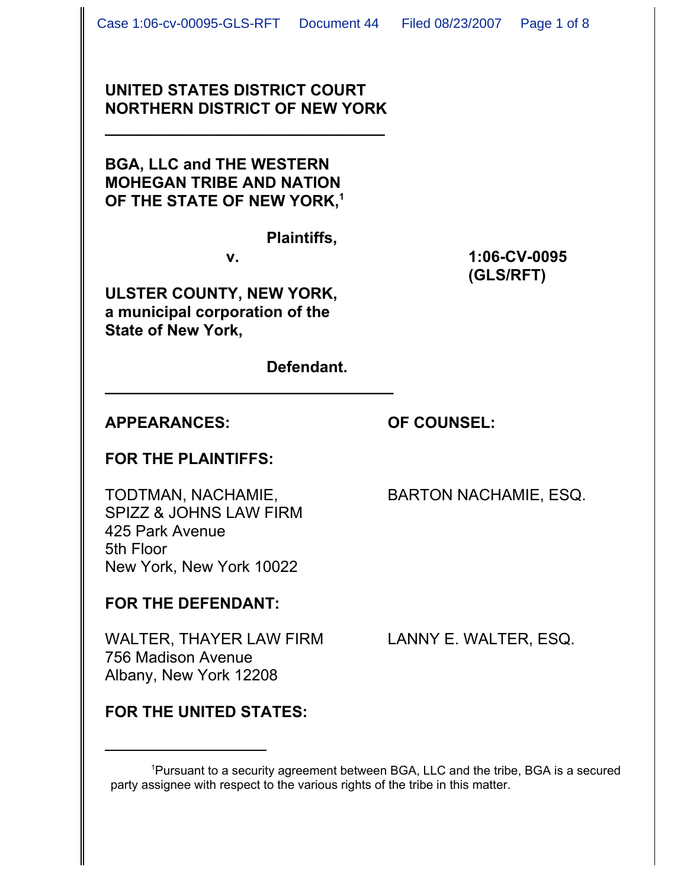**UNITED STATES DISTRICT COURT**
**NORTHERN DISTRICT OF NEW YORK**

---

**BGA, LLC and THE WESTERN MOHEGAN TRIBE AND NATION OF THE STATE OF NEW YORK,**[1]

**Plaintiffs,**

**v.** **1:06-CV-0095 (GLS/RFT)**

**ULSTER COUNTY, NEW YORK, a municipal corporation of the State of New York,**

**Defendant.**

---

**APPEARANCES:** **OF COUNSEL:**

**FOR THE PLAINTIFFS:**

TODTMAN, NACHAMIE, SPIZZ & JOHNS LAW FIRM
425 Park Avenue
5th Floor
New York, New York 10022

BARTON NACHAMIE, ESQ.

**FOR THE DEFENDANT:**

WALTER, THAYER LAW FIRM
756 Madison Avenue
Albany, New York 12208

LANNY E. WALTER, ESQ.

**FOR THE UNITED STATES:**

---

[1] Pursuant to a security agreement between BGA, LLC and the tribe, BGA is a secured party assignee with respect to the various rights of the tribe in this matter.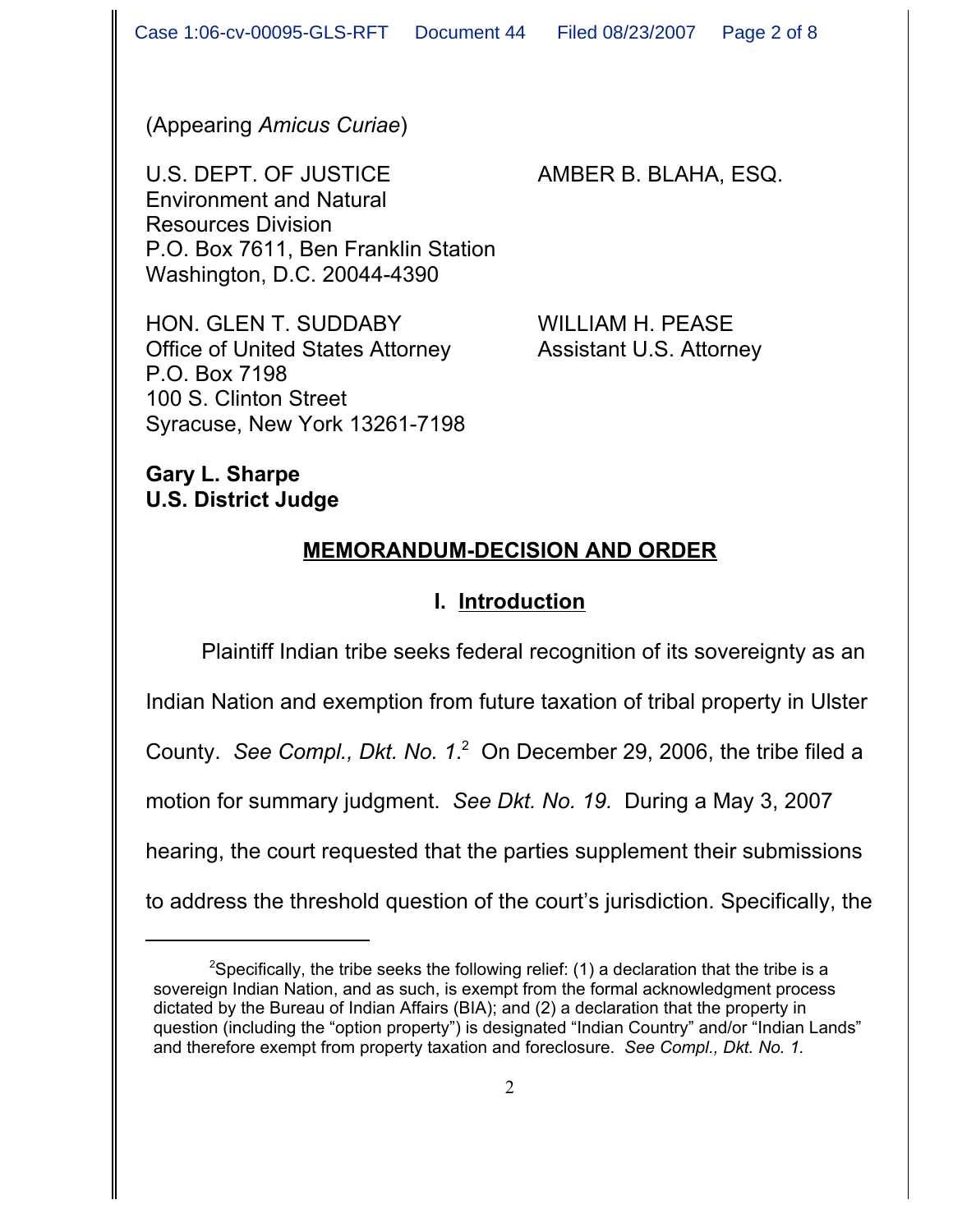(Appearing *Amicus Curiae*)

U.S. DEPT. OF JUSTICE
Environment and Natural
Resources Division
P.O. Box 7611, Ben Franklin Station
Washington, D.C. 20044-4390

AMBER B. BLAHA, ESQ.

HON. GLEN T. SUDDABY
Office of United States Attorney
P.O. Box 7198
100 S. Clinton Street
Syracuse, New York 13261-7198

WILLIAM H. PEASE
Assistant U.S. Attorney

**Gary L. Sharpe**
**U.S. District Judge**

## MEMORANDUM-DECISION AND ORDER

### I. Introduction

Plaintiff Indian tribe seeks federal recognition of its sovereignty as an Indian Nation and exemption from future taxation of tribal property in Ulster County. *See Compl., Dkt. No. 1.*[2] On December 29, 2006, the tribe filed a motion for summary judgment. *See Dkt. No. 19.* During a May 3, 2007 hearing, the court requested that the parties supplement their submissions to address the threshold question of the court's jurisdiction. Specifically, the

[2]Specifically, the tribe seeks the following relief: (1) a declaration that the tribe is a sovereign Indian Nation, and as such, is exempt from the formal acknowledgment process dictated by the Bureau of Indian Affairs (BIA); and (2) a declaration that the property in question (including the "option property") is designated "Indian Country" and/or "Indian Lands" and therefore exempt from property taxation and foreclosure. *See Compl., Dkt. No. 1.*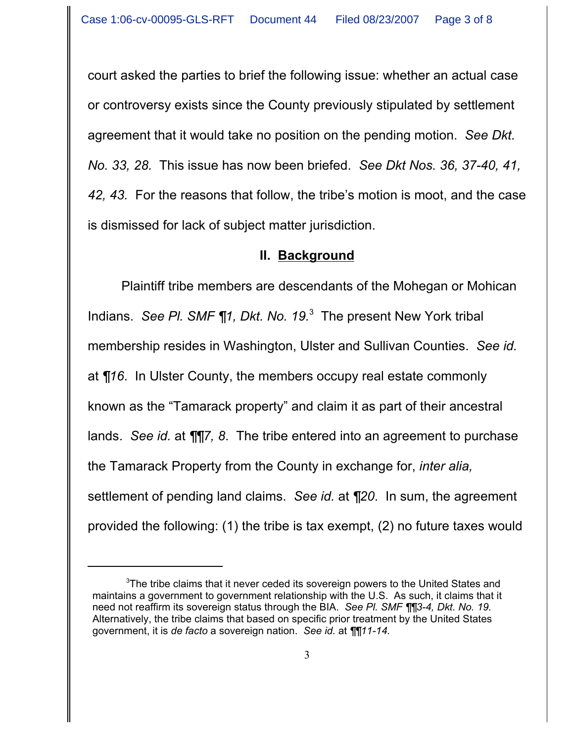court asked the parties to brief the following issue: whether an actual case or controversy exists since the County previously stipulated by settlement agreement that it would take no position on the pending motion. *See Dkt. No. 33, 28.* This issue has now been briefed. *See Dkt Nos. 36, 37-40, 41, 42, 43.* For the reasons that follow, the tribe's motion is moot, and the case is dismissed for lack of subject matter jurisdiction.

## II. Background

Plaintiff tribe members are descendants of the Mohegan or Mohican Indians. *See Pl. SMF ¶1, Dkt. No. 19.*[3] The present New York tribal membership resides in Washington, Ulster and Sullivan Counties. *See id.* at *¶16*. In Ulster County, the members occupy real estate commonly known as the "Tamarack property" and claim it as part of their ancestral lands. *See id.* at ¶¶*7, 8*. The tribe entered into an agreement to purchase the Tamarack Property from the County in exchange for, *inter alia,* settlement of pending land claims. *See id.* at ¶*20*. In sum, the agreement provided the following: (1) the tribe is tax exempt, (2) no future taxes would

[3]The tribe claims that it never ceded its sovereign powers to the United States and maintains a government to government relationship with the U.S. As such, it claims that it need not reaffirm its sovereign status through the BIA. *See Pl. SMF ¶¶3-4, Dkt. No. 19.* Alternatively, the tribe claims that based on specific prior treatment by the United States government, it is *de facto* a sovereign nation. *See id.* at ¶¶*11-14.*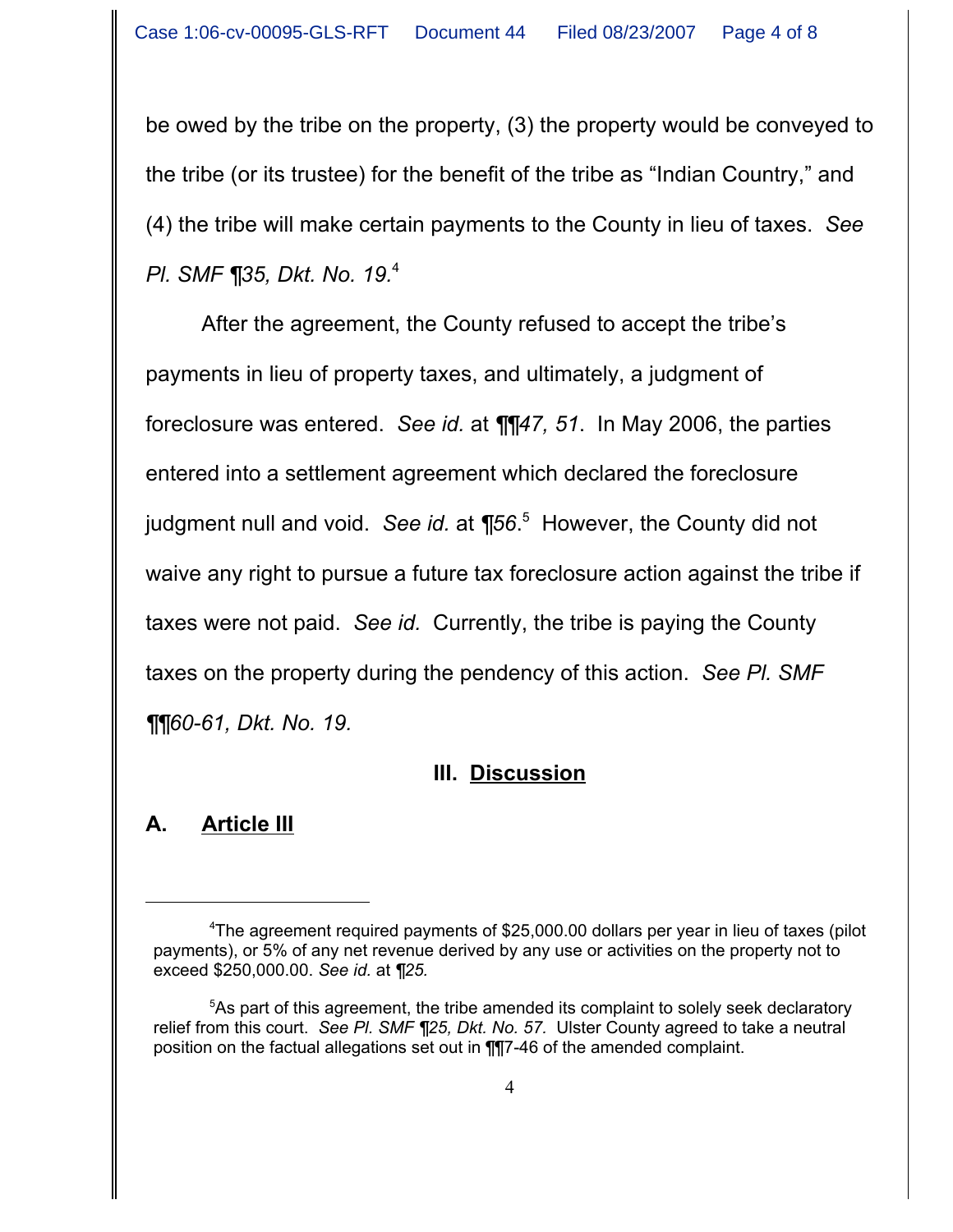be owed by the tribe on the property, (3) the property would be conveyed to the tribe (or its trustee) for the benefit of the tribe as "Indian Country," and (4) the tribe will make certain payments to the County in lieu of taxes. *See Pl. SMF ¶35, Dkt. No. 19.*[4]

After the agreement, the County refused to accept the tribe's payments in lieu of property taxes, and ultimately, a judgment of foreclosure was entered. *See id.* at *¶¶47, 51*. In May 2006, the parties entered into a settlement agreement which declared the foreclosure judgment null and void. *See id.* at *¶56*.[5] However, the County did not waive any right to pursue a future tax foreclosure action against the tribe if taxes were not paid. *See id.* Currently, the tribe is paying the County taxes on the property during the pendency of this action. *See Pl. SMF ¶¶60-61, Dkt. No. 19.*

## III. Discussion

### A. Article III

---

[4]The agreement required payments of $25,000.00 dollars per year in lieu of taxes (pilot payments), or 5% of any net revenue derived by any use or activities on the property not to exceed $250,000.00. *See id.* at *¶25.*

[5]As part of this agreement, the tribe amended its complaint to solely seek declaratory relief from this court. *See Pl. SMF ¶25, Dkt. No. 57.* Ulster County agreed to take a neutral position on the factual allegations set out in ¶¶7-46 of the amended complaint.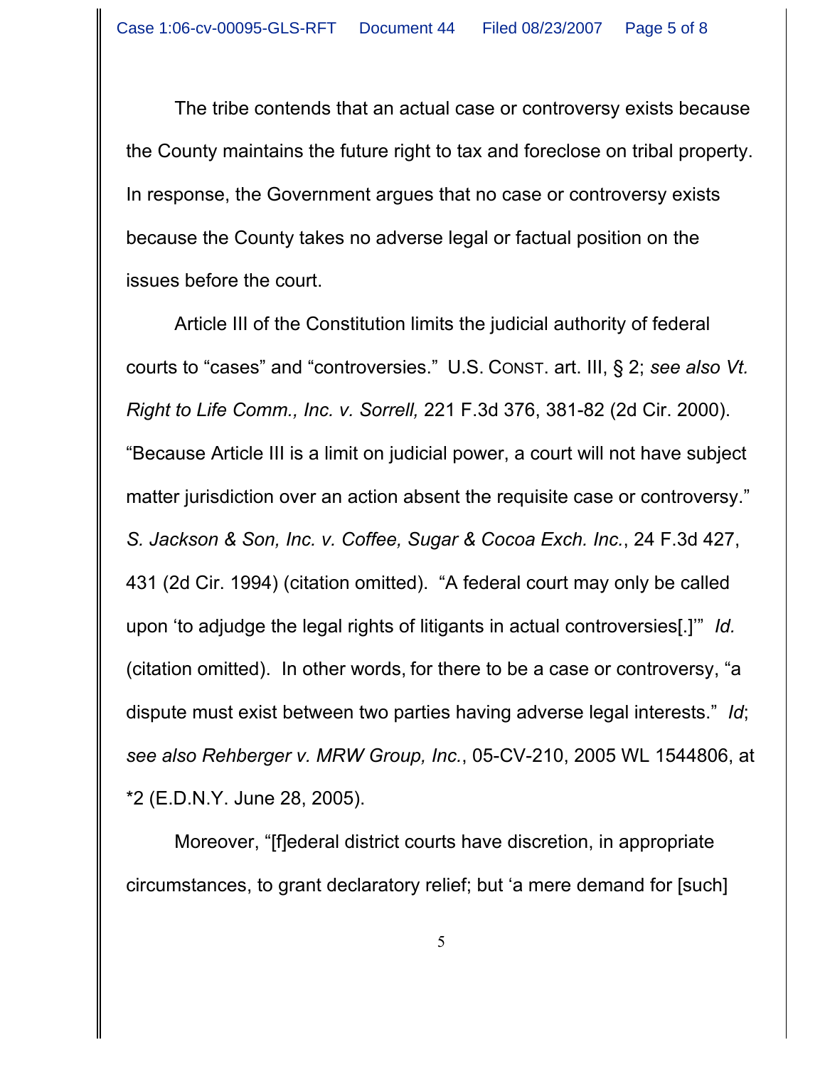The tribe contends that an actual case or controversy exists because the County maintains the future right to tax and foreclose on tribal property. In response, the Government argues that no case or controversy exists because the County takes no adverse legal or factual position on the issues before the court.

Article III of the Constitution limits the judicial authority of federal courts to "cases" and "controversies." U.S. CONST. art. III, § 2; *see also Vt. Right to Life Comm., Inc. v. Sorrell,* 221 F.3d 376, 381-82 (2d Cir. 2000). "Because Article III is a limit on judicial power, a court will not have subject matter jurisdiction over an action absent the requisite case or controversy." *S. Jackson & Son, Inc. v. Coffee, Sugar & Cocoa Exch. Inc.*, 24 F.3d 427, 431 (2d Cir. 1994) (citation omitted). "A federal court may only be called upon 'to adjudge the legal rights of litigants in actual controversies[.]'" *Id.* (citation omitted). In other words, for there to be a case or controversy, "a dispute must exist between two parties having adverse legal interests." *Id*; *see also Rehberger v. MRW Group, Inc.*, 05-CV-210, 2005 WL 1544806, at *2 (E.D.N.Y. June 28, 2005).

Moreover, "[f]ederal district courts have discretion, in appropriate circumstances, to grant declaratory relief; but 'a mere demand for [such]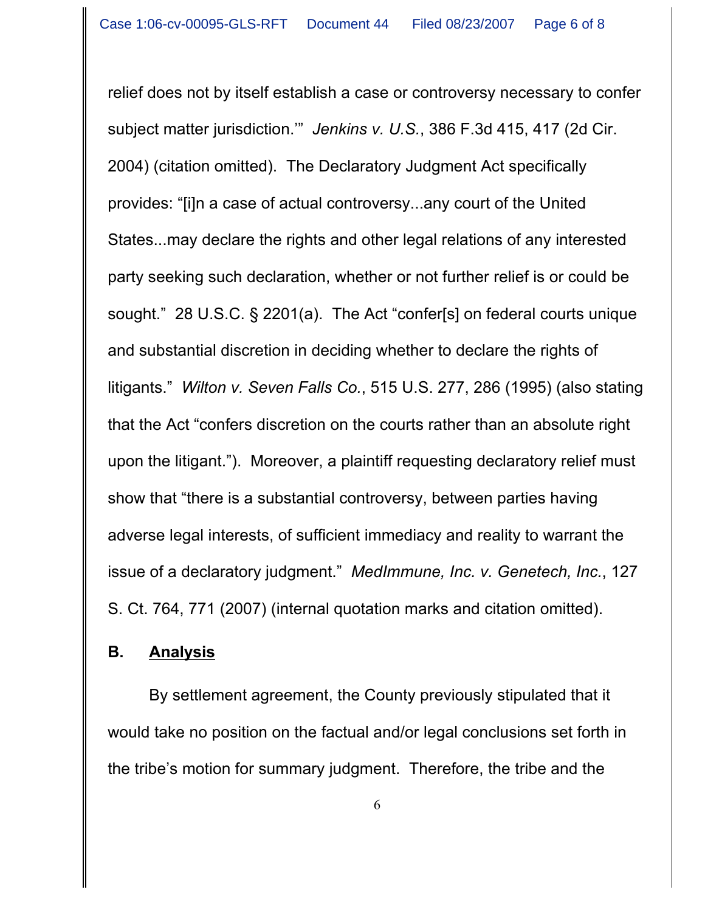relief does not by itself establish a case or controversy necessary to confer subject matter jurisdiction.'" *Jenkins v. U.S.*, 386 F.3d 415, 417 (2d Cir. 2004) (citation omitted). The Declaratory Judgment Act specifically provides: "[i]n a case of actual controversy...any court of the United States...may declare the rights and other legal relations of any interested party seeking such declaration, whether or not further relief is or could be sought." 28 U.S.C. § 2201(a). The Act "confer[s] on federal courts unique and substantial discretion in deciding whether to declare the rights of litigants." *Wilton v. Seven Falls Co.*, 515 U.S. 277, 286 (1995) (also stating that the Act "confers discretion on the courts rather than an absolute right upon the litigant."). Moreover, a plaintiff requesting declaratory relief must show that "there is a substantial controversy, between parties having adverse legal interests, of sufficient immediacy and reality to warrant the issue of a declaratory judgment." *MedImmune, Inc. v. Genetech, Inc.*, 127 S. Ct. 764, 771 (2007) (internal quotation marks and citation omitted).

**B. <u>Analysis</u>**

By settlement agreement, the County previously stipulated that it would take no position on the factual and/or legal conclusions set forth in the tribe's motion for summary judgment. Therefore, the tribe and the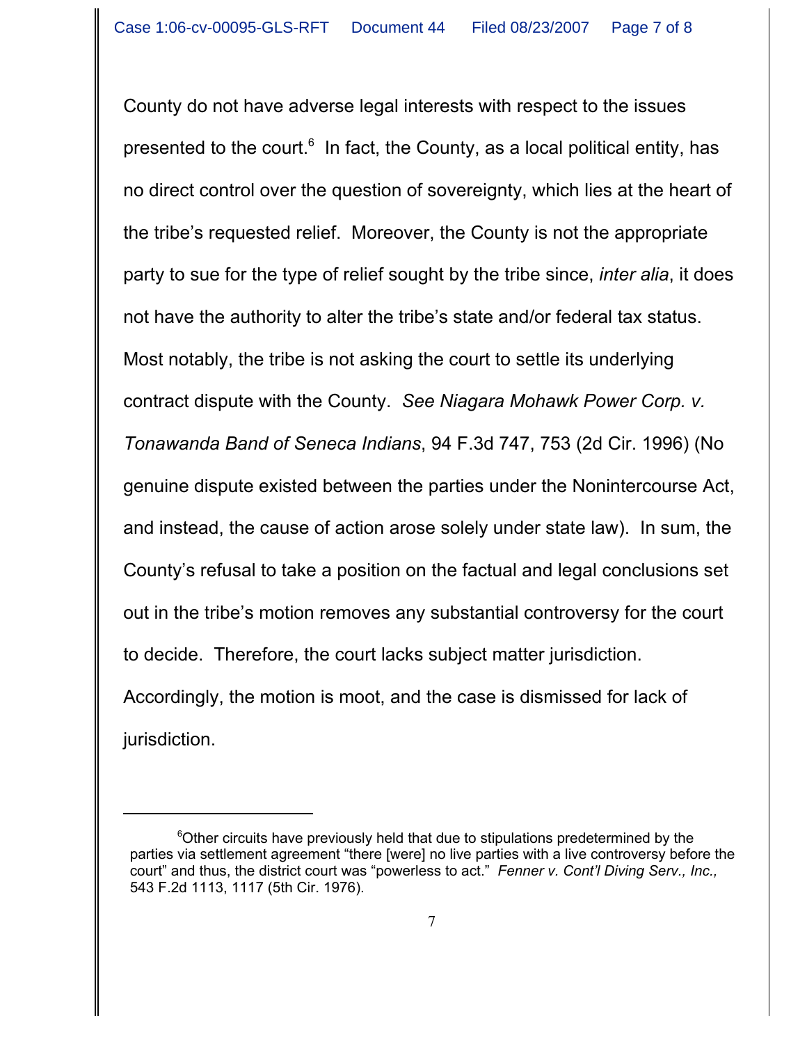County do not have adverse legal interests with respect to the issues presented to the court.[6] In fact, the County, as a local political entity, has no direct control over the question of sovereignty, which lies at the heart of the tribe's requested relief. Moreover, the County is not the appropriate party to sue for the type of relief sought by the tribe since, *inter alia*, it does not have the authority to alter the tribe's state and/or federal tax status. Most notably, the tribe is not asking the court to settle its underlying contract dispute with the County. *See Niagara Mohawk Power Corp. v. Tonawanda Band of Seneca Indians*, 94 F.3d 747, 753 (2d Cir. 1996) (No genuine dispute existed between the parties under the Nonintercourse Act, and instead, the cause of action arose solely under state law). In sum, the County's refusal to take a position on the factual and legal conclusions set out in the tribe's motion removes any substantial controversy for the court to decide. Therefore, the court lacks subject matter jurisdiction. Accordingly, the motion is moot, and the case is dismissed for lack of jurisdiction.

---

[6] Other circuits have previously held that due to stipulations predetermined by the parties via settlement agreement "there [were] no live parties with a live controversy before the court" and thus, the district court was "powerless to act." *Fenner v. Cont'l Diving Serv., Inc.,* 543 F.2d 1113, 1117 (5th Cir. 1976).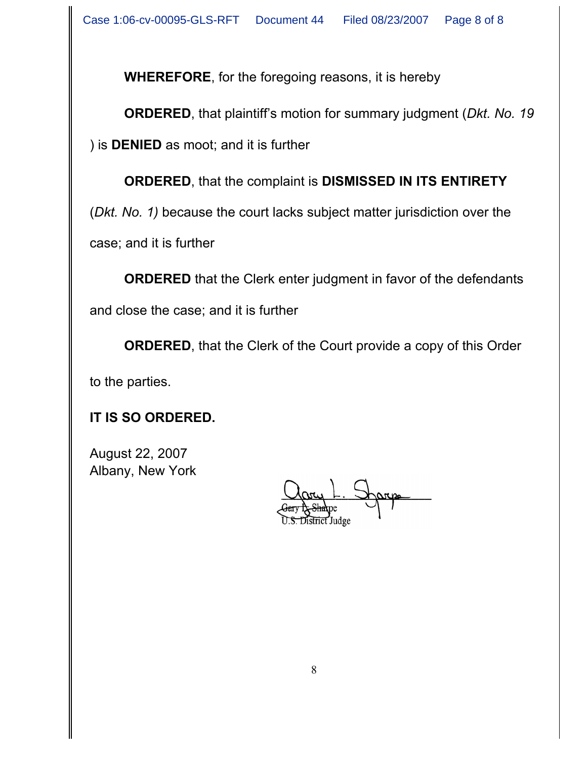**WHEREFORE**, for the foregoing reasons, it is hereby

**ORDERED**, that plaintiff's motion for summary judgment (*Dkt. No. 19*) is **DENIED** as moot; and it is further

**ORDERED**, that the complaint is **DISMISSED IN ITS ENTIRETY** (*Dkt. No. 1)* because the court lacks subject matter jurisdiction over the case; and it is further

**ORDERED** that the Clerk enter judgment in favor of the defendants and close the case; and it is further

**ORDERED**, that the Clerk of the Court provide a copy of this Order to the parties.

**IT IS SO ORDERED.**

August 22, 2007
Albany, New York

Gary L. Sharpe
U.S. District Judge